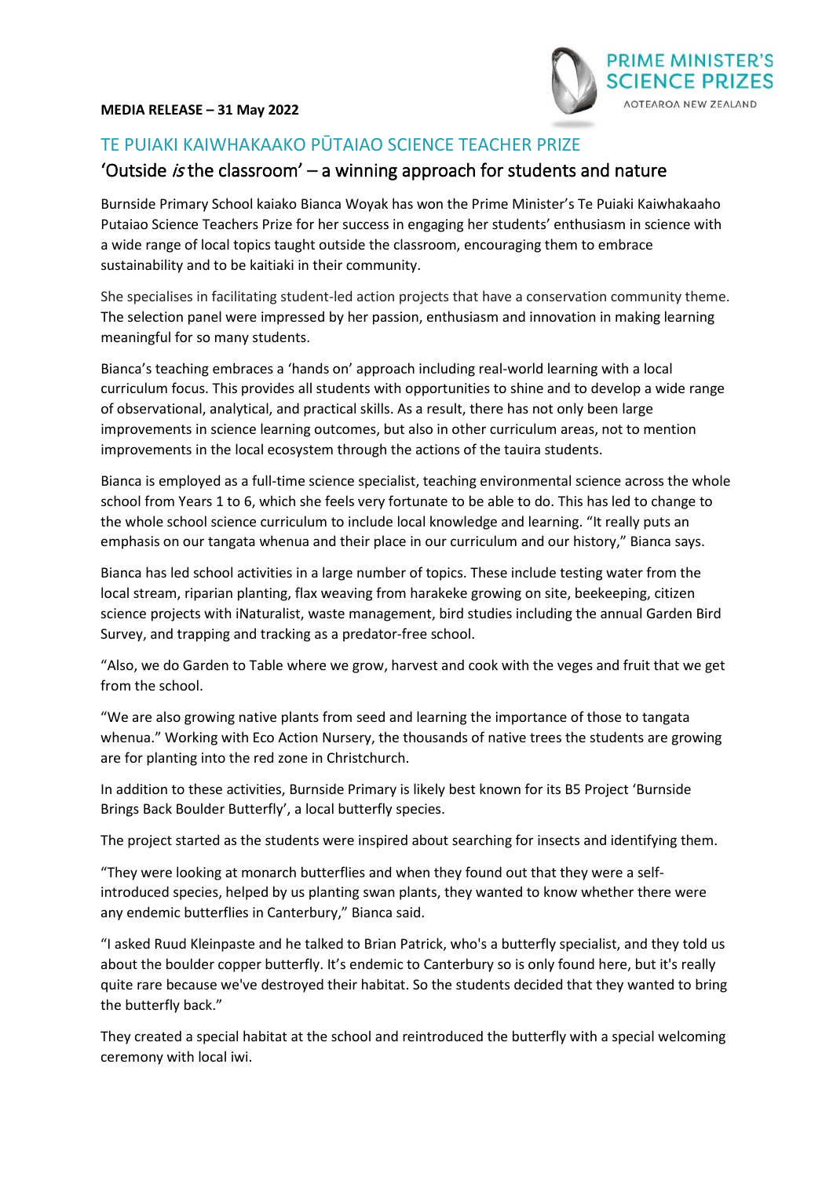**MEDIA RELEASE – 31 May 2022**

PRIME MINISTER'S SCIENCE PRIZES
AOTEAROA NEW ZEALAND

## TE PUIAKI KAIWHAKAAKO PŪTAIAO SCIENCE TEACHER PRIZE

## 'Outside *is* the classroom' – a winning approach for students and nature

Burnside Primary School kaiako Bianca Woyak has won the Prime Minister's Te Puiaki Kaiwhakaaho Putaiao Science Teachers Prize for her success in engaging her students' enthusiasm in science with a wide range of local topics taught outside the classroom, encouraging them to embrace sustainability and to be kaitiaki in their community.

She specialises in facilitating student-led action projects that have a conservation community theme. The selection panel were impressed by her passion, enthusiasm and innovation in making learning meaningful for so many students.

Bianca's teaching embraces a 'hands on' approach including real-world learning with a local curriculum focus. This provides all students with opportunities to shine and to develop a wide range of observational, analytical, and practical skills. As a result, there has not only been large improvements in science learning outcomes, but also in other curriculum areas, not to mention improvements in the local ecosystem through the actions of the tauira students.

Bianca is employed as a full-time science specialist, teaching environmental science across the whole school from Years 1 to 6, which she feels very fortunate to be able to do. This has led to change to the whole school science curriculum to include local knowledge and learning. "It really puts an emphasis on our tangata whenua and their place in our curriculum and our history," Bianca says.

Bianca has led school activities in a large number of topics. These include testing water from the local stream, riparian planting, flax weaving from harakeke growing on site, beekeeping, citizen science projects with iNaturalist, waste management, bird studies including the annual Garden Bird Survey, and trapping and tracking as a predator-free school.

"Also, we do Garden to Table where we grow, harvest and cook with the veges and fruit that we get from the school.

"We are also growing native plants from seed and learning the importance of those to tangata whenua." Working with Eco Action Nursery, the thousands of native trees the students are growing are for planting into the red zone in Christchurch.

In addition to these activities, Burnside Primary is likely best known for its B5 Project 'Burnside Brings Back Boulder Butterfly', a local butterfly species.

The project started as the students were inspired about searching for insects and identifying them.

"They were looking at monarch butterflies and when they found out that they were a self-introduced species, helped by us planting swan plants, they wanted to know whether there were any endemic butterflies in Canterbury," Bianca said.

"I asked Ruud Kleinpaste and he talked to Brian Patrick, who's a butterfly specialist, and they told us about the boulder copper butterfly. It's endemic to Canterbury so is only found here, but it's really quite rare because we've destroyed their habitat. So the students decided that they wanted to bring the butterfly back."

They created a special habitat at the school and reintroduced the butterfly with a special welcoming ceremony with local iwi.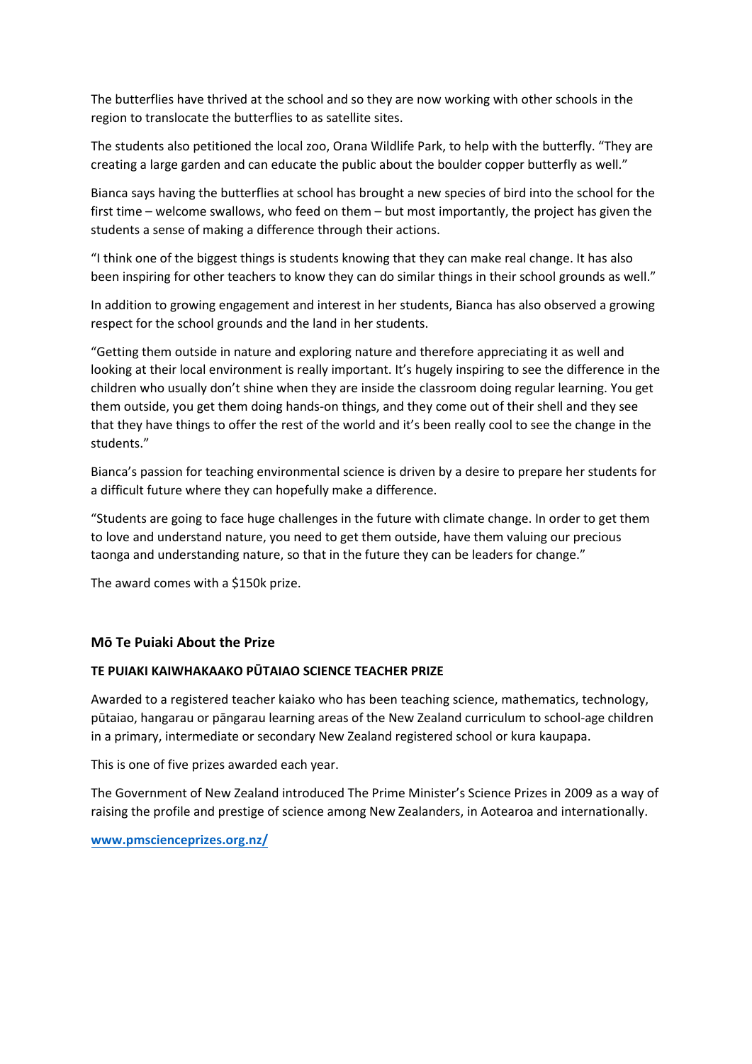The butterflies have thrived at the school and so they are now working with other schools in the region to translocate the butterflies to as satellite sites.

The students also petitioned the local zoo, Orana Wildlife Park, to help with the butterfly. "They are creating a large garden and can educate the public about the boulder copper butterfly as well."

Bianca says having the butterflies at school has brought a new species of bird into the school for the first time – welcome swallows, who feed on them – but most importantly, the project has given the students a sense of making a difference through their actions.

"I think one of the biggest things is students knowing that they can make real change. It has also been inspiring for other teachers to know they can do similar things in their school grounds as well."

In addition to growing engagement and interest in her students, Bianca has also observed a growing respect for the school grounds and the land in her students.

"Getting them outside in nature and exploring nature and therefore appreciating it as well and looking at their local environment is really important. It's hugely inspiring to see the difference in the children who usually don't shine when they are inside the classroom doing regular learning. You get them outside, you get them doing hands-on things, and they come out of their shell and they see that they have things to offer the rest of the world and it's been really cool to see the change in the students."

Bianca's passion for teaching environmental science is driven by a desire to prepare her students for a difficult future where they can hopefully make a difference.

"Students are going to face huge challenges in the future with climate change. In order to get them to love and understand nature, you need to get them outside, have them valuing our precious taonga and understanding nature, so that in the future they can be leaders for change."

The award comes with a $150k prize.

### Mō Te Puiaki About the Prize

**TE PUIAKI KAIWHAKAAKO PŪTAIAO SCIENCE TEACHER PRIZE**

Awarded to a registered teacher kaiako who has been teaching science, mathematics, technology, pūtaiao, hangarau or pāngarau learning areas of the New Zealand curriculum to school-age children in a primary, intermediate or secondary New Zealand registered school or kura kaupapa.

This is one of five prizes awarded each year.

The Government of New Zealand introduced The Prime Minister's Science Prizes in 2009 as a way of raising the profile and prestige of science among New Zealanders, in Aotearoa and internationally.

**www.pmscienceprizes.org.nz/**